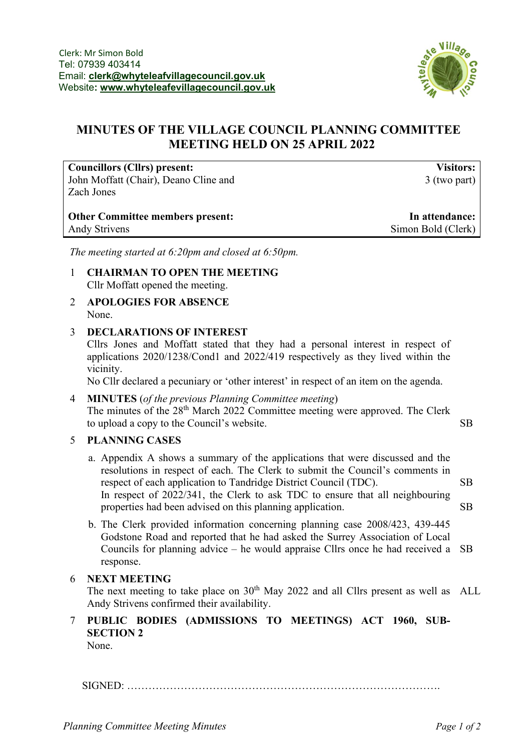Clerk: Mr Simon Bold
Tel: 07939 403414
Email: **clerk@whyteleafvillagecouncil.gov.uk**
Website: **www.whyteleafevillagecouncil.gov.uk**

# MINUTES OF THE VILLAGE COUNCIL PLANNING COMMITTEE MEETING HELD ON 25 APRIL 2022

| **Councillors (Cllrs) present:** | **Visitors:** |
|---|---|
| John Moffatt (Chair), Deano Cline and Zach Jones | 3 (two part) |
| **Other Committee members present:** | **In attendance:** |
| Andy Strivens | Simon Bold (Clerk) |

*The meeting started at 6:20pm and closed at 6:50pm.*

1 **CHAIRMAN TO OPEN THE MEETING**
Cllr Moffatt opened the meeting.

2 **APOLOGIES FOR ABSENCE**
None.

3 **DECLARATIONS OF INTEREST**
Cllrs Jones and Moffatt stated that they had a personal interest in respect of applications 2020/1238/Cond1 and 2022/419 respectively as they lived within the vicinity.
No Cllr declared a pecuniary or 'other interest' in respect of an item on the agenda.

4 **MINUTES** (*of the previous Planning Committee meeting*)
The minutes of the 28th March 2022 Committee meeting were approved. The Clerk to upload a copy to the Council's website. — SB

5 **PLANNING CASES**

a. Appendix A shows a summary of the applications that were discussed and the resolutions in respect of each. The Clerk to submit the Council's comments in respect of each application to Tandridge District Council (TDC). — SB
In respect of 2022/341, the Clerk to ask TDC to ensure that all neighbouring properties had been advised on this planning application. — SB

b. The Clerk provided information concerning planning case 2008/423, 439-445 Godstone Road and reported that he had asked the Surrey Association of Local Councils for planning advice – he would appraise Cllrs once he had received a response. — SB

6 **NEXT MEETING**
The next meeting to take place on 30th May 2022 and all Cllrs present as well as Andy Strivens confirmed their availability. — ALL

7 **PUBLIC BODIES (ADMISSIONS TO MEETINGS) ACT 1960, SUB-SECTION 2**
None.

SIGNED: ……………………………………………………………………………….

*Planning Committee Meeting Minutes*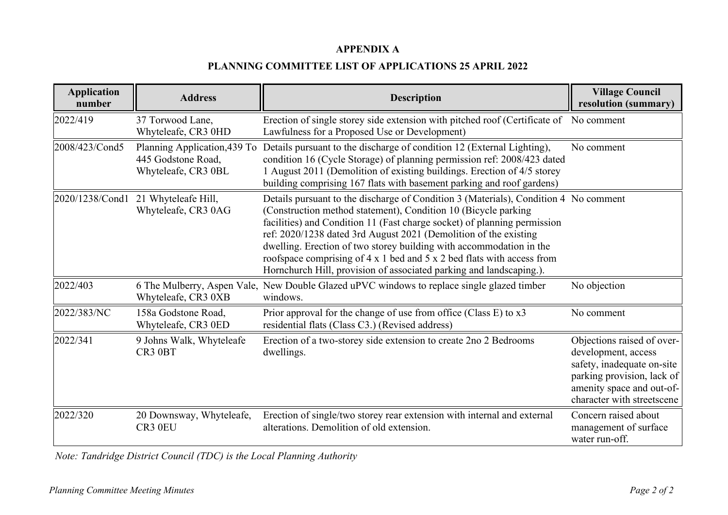**APPENDIX A**

**PLANNING COMMITTEE LIST OF APPLICATIONS 25 APRIL 2022**

| Application number | Address | Description | Village Council resolution (summary) |
|---|---|---|---|
| 2022/419 | 37 Torwood Lane, Whyteleafe, CR3 0HD | Erection of single storey side extension with pitched roof (Certificate of Lawfulness for a Proposed Use or Development) | No comment |
| 2008/423/Cond5 | Planning Application,439 To 445 Godstone Road, Whyteleafe, CR3 0BL | Details pursuant to the discharge of condition 12 (External Lighting), condition 16 (Cycle Storage) of planning permission ref: 2008/423 dated 1 August 2011 (Demolition of existing buildings. Erection of 4/5 storey building comprising 167 flats with basement parking and roof gardens) | No comment |
| 2020/1238/Cond1 | 21 Whyteleafe Hill, Whyteleafe, CR3 0AG | Details pursuant to the discharge of Condition 3 (Materials), Condition 4 (Construction method statement), Condition 10 (Bicycle parking facilities) and Condition 11 (Fast charge socket) of planning permission ref: 2020/1238 dated 3rd August 2021 (Demolition of the existing dwelling. Erection of two storey building with accommodation in the roofspace comprising of 4 x 1 bed and 5 x 2 bed flats with access from Hornchurch Hill, provision of associated parking and landscaping.). | No comment |
| 2022/403 | 6 The Mulberry, Aspen Vale, Whyteleafe, CR3 0XB | New Double Glazed uPVC windows to replace single glazed timber windows. | No objection |
| 2022/383/NC | 158a Godstone Road, Whyteleafe, CR3 0ED | Prior approval for the change of use from office (Class E) to x3 residential flats (Class C3.) (Revised address) | No comment |
| 2022/341 | 9 Johns Walk, Whyteleafe CR3 0BT | Erection of a two-storey side extension to create 2no 2 Bedrooms dwellings. | Objections raised of over-development, access safety, inadequate on-site parking provision, lack of amenity space and out-of-character with streetscene |
| 2022/320 | 20 Downsway, Whyteleafe, CR3 0EU | Erection of single/two storey rear extension with internal and external alterations. Demolition of old extension. | Concern raised about management of surface water run-off. |

*Note: Tandridge District Council (TDC) is the Local Planning Authority*